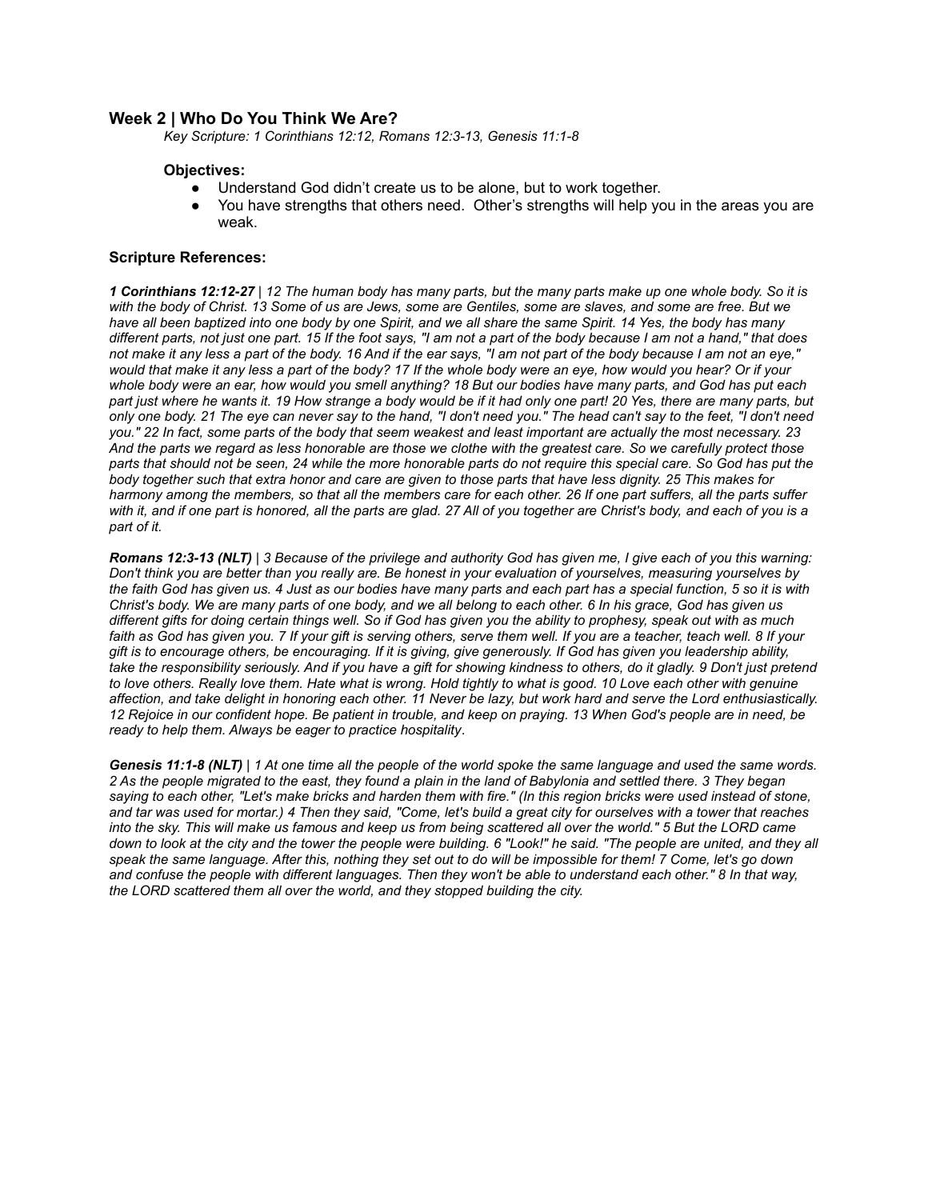## Week 2 | Who Do You Think We Are?

*Key Scripture: 1 Corinthians 12:12, Romans 12:3-13, Genesis 11:1-8*

### Objectives:

- Understand God didn't create us to be alone, but to work together.
- You have strengths that others need.  Other's strengths will help you in the areas you are weak.

### Scripture References:

***1 Corinthians 12:12-27*** | *12 The human body has many parts, but the many parts make up one whole body. So it is with the body of Christ. 13 Some of us are Jews, some are Gentiles, some are slaves, and some are free. But we have all been baptized into one body by one Spirit, and we all share the same Spirit. 14 Yes, the body has many different parts, not just one part. 15 If the foot says, "I am not a part of the body because I am not a hand," that does not make it any less a part of the body. 16 And if the ear says, "I am not part of the body because I am not an eye," would that make it any less a part of the body? 17 If the whole body were an eye, how would you hear? Or if your whole body were an ear, how would you smell anything? 18 But our bodies have many parts, and God has put each part just where he wants it. 19 How strange a body would be if it had only one part! 20 Yes, there are many parts, but only one body. 21 The eye can never say to the hand, "I don't need you." The head can't say to the feet, "I don't need you." 22 In fact, some parts of the body that seem weakest and least important are actually the most necessary. 23 And the parts we regard as less honorable are those we clothe with the greatest care. So we carefully protect those parts that should not be seen, 24 while the more honorable parts do not require this special care. So God has put the body together such that extra honor and care are given to those parts that have less dignity. 25 This makes for harmony among the members, so that all the members care for each other. 26 If one part suffers, all the parts suffer with it, and if one part is honored, all the parts are glad. 27 All of you together are Christ's body, and each of you is a part of it.*

***Romans 12:3-13 (NLT)*** | *3 Because of the privilege and authority God has given me, I give each of you this warning: Don't think you are better than you really are. Be honest in your evaluation of yourselves, measuring yourselves by the faith God has given us. 4 Just as our bodies have many parts and each part has a special function, 5 so it is with Christ's body. We are many parts of one body, and we all belong to each other. 6 In his grace, God has given us different gifts for doing certain things well. So if God has given you the ability to prophesy, speak out with as much faith as God has given you. 7 If your gift is serving others, serve them well. If you are a teacher, teach well. 8 If your gift is to encourage others, be encouraging. If it is giving, give generously. If God has given you leadership ability, take the responsibility seriously. And if you have a gift for showing kindness to others, do it gladly. 9 Don't just pretend to love others. Really love them. Hate what is wrong. Hold tightly to what is good. 10 Love each other with genuine affection, and take delight in honoring each other. 11 Never be lazy, but work hard and serve the Lord enthusiastically. 12 Rejoice in our confident hope. Be patient in trouble, and keep on praying. 13 When God's people are in need, be ready to help them. Always be eager to practice hospitality*.

***Genesis 11:1-8 (NLT)*** | *1 At one time all the people of the world spoke the same language and used the same words. 2 As the people migrated to the east, they found a plain in the land of Babylonia and settled there. 3 They began saying to each other, "Let's make bricks and harden them with fire." (In this region bricks were used instead of stone, and tar was used for mortar.) 4 Then they said, "Come, let's build a great city for ourselves with a tower that reaches into the sky. This will make us famous and keep us from being scattered all over the world." 5 But the LORD came down to look at the city and the tower the people were building. 6 "Look!" he said. "The people are united, and they all speak the same language. After this, nothing they set out to do will be impossible for them! 7 Come, let's go down and confuse the people with different languages. Then they won't be able to understand each other." 8 In that way, the LORD scattered them all over the world, and they stopped building the city.*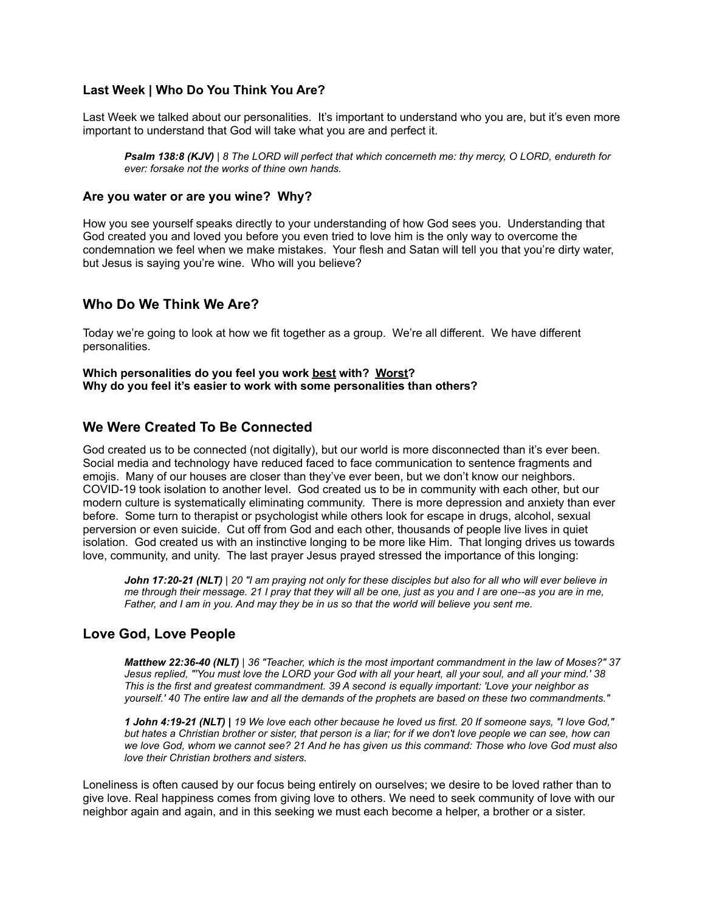### Last Week | Who Do You Think You Are?

Last Week we talked about our personalities. It's important to understand who you are, but it's even more important to understand that God will take what you are and perfect it.

> ***Psalm 138:8 (KJV)*** *| 8 The LORD will perfect that which concerneth me: thy mercy, O LORD, endureth for ever: forsake not the works of thine own hands.*

### Are you water or are you wine? Why?

How you see yourself speaks directly to your understanding of how God sees you. Understanding that God created you and loved you before you even tried to love him is the only way to overcome the condemnation we feel when we make mistakes. Your flesh and Satan will tell you that you're dirty water, but Jesus is saying you're wine. Who will you believe?

## Who Do We Think We Are?

Today we're going to look at how we fit together as a group. We're all different. We have different personalities.

**Which personalities do you feel you work <u>best</u> with? <u>Worst</u>?**
**Why do you feel it's easier to work with some personalities than others?**

## We Were Created To Be Connected

God created us to be connected (not digitally), but our world is more disconnected than it's ever been. Social media and technology have reduced faced to face communication to sentence fragments and emojis. Many of our houses are closer than they've ever been, but we don't know our neighbors. COVID-19 took isolation to another level. God created us to be in community with each other, but our modern culture is systematically eliminating community. There is more depression and anxiety than ever before. Some turn to therapist or psychologist while others look for escape in drugs, alcohol, sexual perversion or even suicide. Cut off from God and each other, thousands of people live lives in quiet isolation. God created us with an instinctive longing to be more like Him. That longing drives us towards love, community, and unity. The last prayer Jesus prayed stressed the importance of this longing:

> ***John 17:20-21 (NLT)*** *| 20 "I am praying not only for these disciples but also for all who will ever believe in me through their message. 21 I pray that they will all be one, just as you and I are one--as you are in me, Father, and I am in you. And may they be in us so that the world will believe you sent me.*

## Love God, Love People

> ***Matthew 22:36-40 (NLT)*** *| 36 "Teacher, which is the most important commandment in the law of Moses?" 37 Jesus replied, "'You must love the LORD your God with all your heart, all your soul, and all your mind.' 38 This is the first and greatest commandment. 39 A second is equally important: 'Love your neighbor as yourself.' 40 The entire law and all the demands of the prophets are based on these two commandments."*

> ***1 John 4:19-21 (NLT)* |** *19 We love each other because he loved us first. 20 If someone says, "I love God," but hates a Christian brother or sister, that person is a liar; for if we don't love people we can see, how can we love God, whom we cannot see? 21 And he has given us this command: Those who love God must also love their Christian brothers and sisters.*

Loneliness is often caused by our focus being entirely on ourselves; we desire to be loved rather than to give love. Real happiness comes from giving love to others. We need to seek community of love with our neighbor again and again, and in this seeking we must each become a helper, a brother or a sister.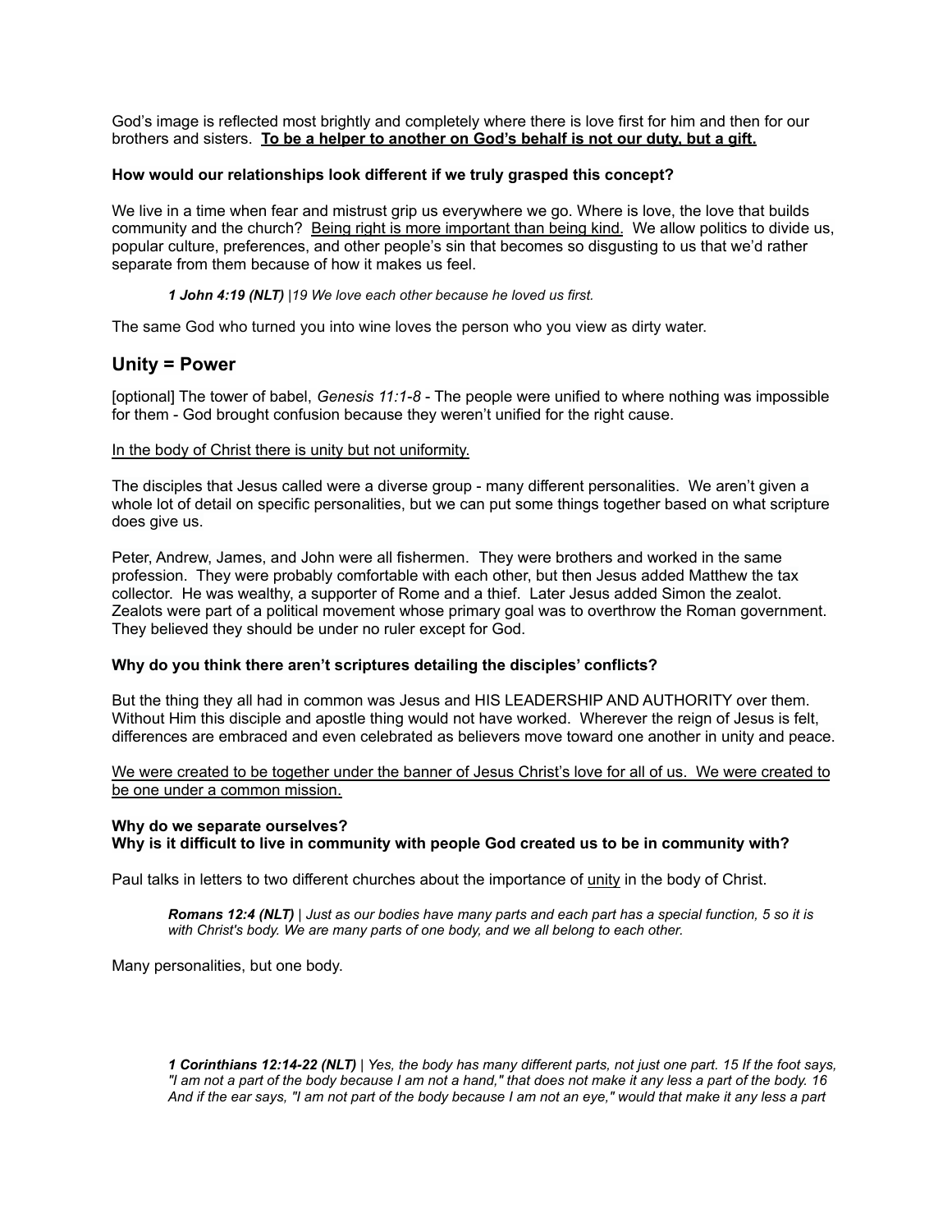God's image is reflected most brightly and completely where there is love first for him and then for our brothers and sisters. **<u>To be a helper to another on God's behalf is not our duty, but a gift.</u>**

**How would our relationships look different if we truly grasped this concept?**

We live in a time when fear and mistrust grip us everywhere we go. Where is love, the love that builds community and the church? <u>Being right is more important than being kind.</u> We allow politics to divide us, popular culture, preferences, and other people's sin that becomes so disgusting to us that we'd rather separate from them because of how it makes us feel.

> ***1 John 4:19 (NLT)*** *|19 We love each other because he loved us first.*

The same God who turned you into wine loves the person who you view as dirty water.

## Unity = Power

[optional] The tower of babel, *Genesis 11:1-8* - The people were unified to where nothing was impossible for them - God brought confusion because they weren't unified for the right cause.

<u>In the body of Christ there is unity but not uniformity.</u>

The disciples that Jesus called were a diverse group - many different personalities. We aren't given a whole lot of detail on specific personalities, but we can put some things together based on what scripture does give us.

Peter, Andrew, James, and John were all fishermen. They were brothers and worked in the same profession. They were probably comfortable with each other, but then Jesus added Matthew the tax collector. He was wealthy, a supporter of Rome and a thief. Later Jesus added Simon the zealot. Zealots were part of a political movement whose primary goal was to overthrow the Roman government. They believed they should be under no ruler except for God.

**Why do you think there aren't scriptures detailing the disciples' conflicts?**

But the thing they all had in common was Jesus and HIS LEADERSHIP AND AUTHORITY over them. Without Him this disciple and apostle thing would not have worked. Wherever the reign of Jesus is felt, differences are embraced and even celebrated as believers move toward one another in unity and peace.

<u>We were created to be together under the banner of Jesus Christ's love for all of us. We were created to be one under a common mission.</u>

**Why do we separate ourselves?**
**Why is it difficult to live in community with people God created us to be in community with?**

Paul talks in letters to two different churches about the importance of <u>unity</u> in the body of Christ.

> ***Romans 12:4 (NLT)*** *| Just as our bodies have many parts and each part has a special function, 5 so it is with Christ's body. We are many parts of one body, and we all belong to each other.*

Many personalities, but one body.

> ***1 Corinthians 12:14-22 (NLT)*** *| Yes, the body has many different parts, not just one part. 15 If the foot says, "I am not a part of the body because I am not a hand," that does not make it any less a part of the body. 16 And if the ear says, "I am not part of the body because I am not an eye," would that make it any less a part*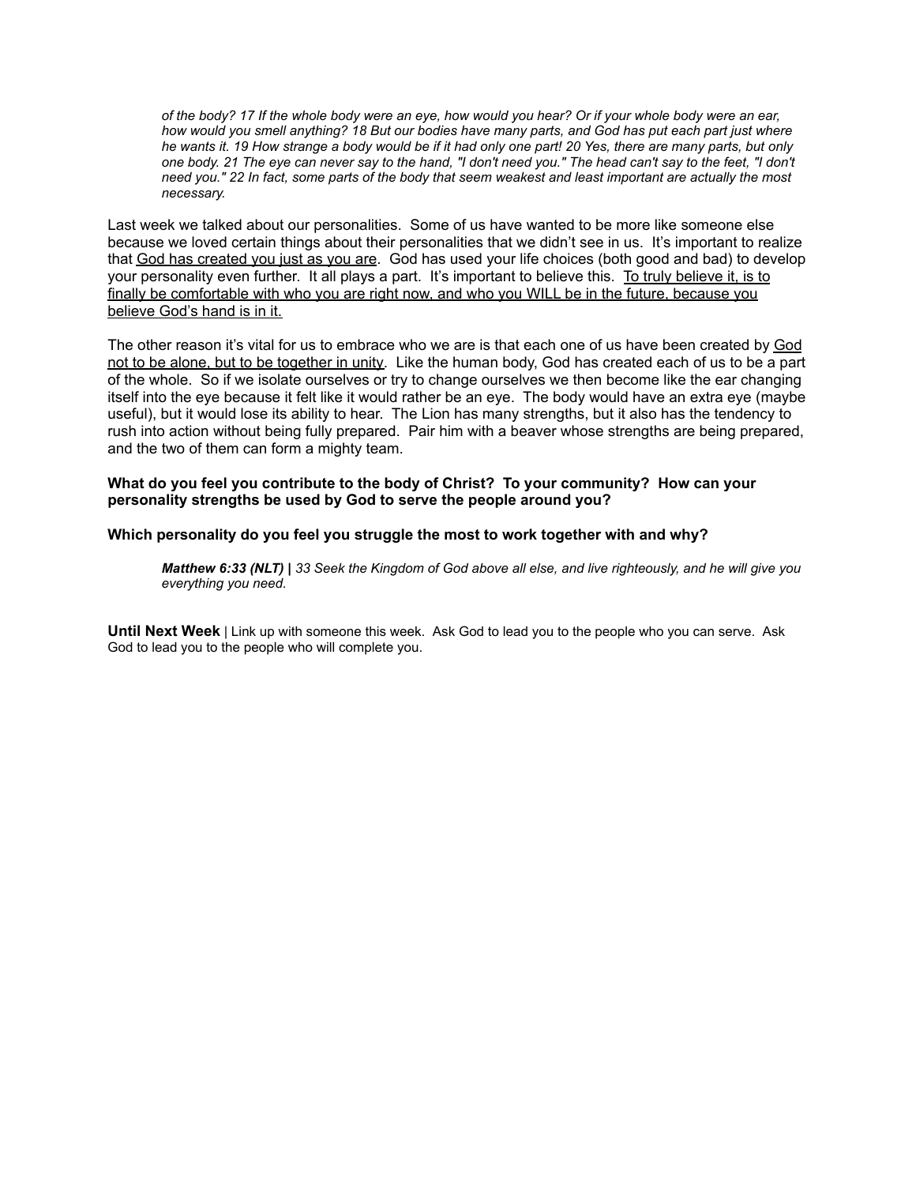> *of the body? 17 If the whole body were an eye, how would you hear? Or if your whole body were an ear, how would you smell anything? 18 But our bodies have many parts, and God has put each part just where he wants it. 19 How strange a body would be if it had only one part! 20 Yes, there are many parts, but only one body. 21 The eye can never say to the hand, "I don't need you." The head can't say to the feet, "I don't need you." 22 In fact, some parts of the body that seem weakest and least important are actually the most necessary.*

Last week we talked about our personalities. Some of us have wanted to be more like someone else because we loved certain things about their personalities that we didn't see in us. It's important to realize that <u>God has created you just as you are</u>. God has used your life choices (both good and bad) to develop your personality even further. It all plays a part. It's important to believe this. <u>To truly believe it, is to finally be comfortable with who you are right now, and who you WILL be in the future, because you believe God's hand is in it.</u>

The other reason it's vital for us to embrace who we are is that each one of us have been created by <u>God not to be alone, but to be together in unity</u>. Like the human body, God has created each of us to be a part of the whole. So if we isolate ourselves or try to change ourselves we then become like the ear changing itself into the eye because it felt like it would rather be an eye. The body would have an extra eye (maybe useful), but it would lose its ability to hear. The Lion has many strengths, but it also has the tendency to rush into action without being fully prepared. Pair him with a beaver whose strengths are being prepared, and the two of them can form a mighty team.

**What do you feel you contribute to the body of Christ? To your community? How can your personality strengths be used by God to serve the people around you?**

**Which personality do you feel you struggle the most to work together with and why?**

> ***Matthew 6:33 (NLT) |*** *33 Seek the Kingdom of God above all else, and live righteously, and he will give you everything you need.*

**Until Next Week** | Link up with someone this week. Ask God to lead you to the people who you can serve. Ask God to lead you to the people who will complete you.